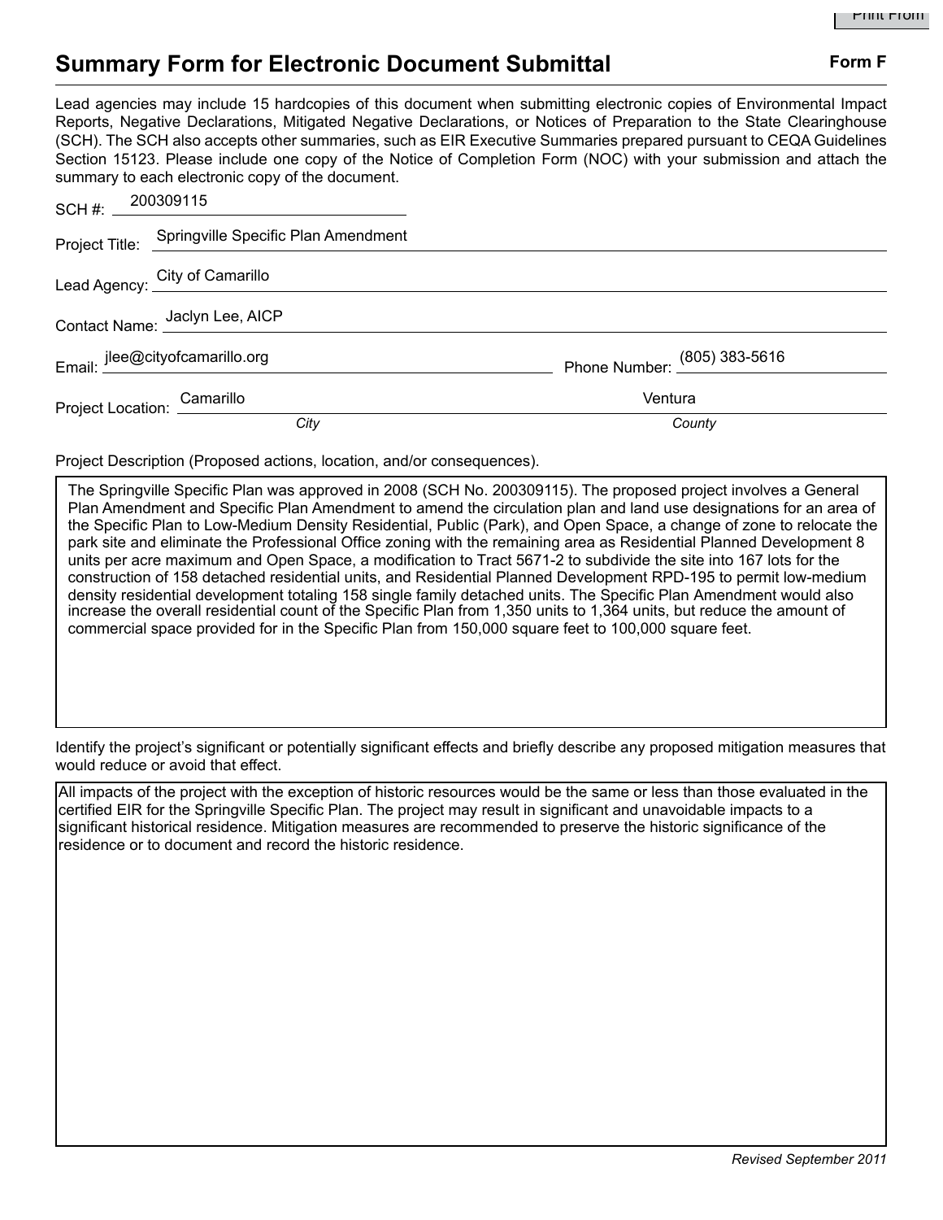# Summary Form for Electronic Document Submittal

**Form F**

Lead agencies may include 15 hardcopies of this document when submitting electronic copies of Environmental Impact Reports, Negative Declarations, Mitigated Negative Declarations, or Notices of Preparation to the State Clearinghouse (SCH). The SCH also accepts other summaries, such as EIR Executive Summaries prepared pursuant to CEQA Guidelines Section 15123. Please include one copy of the Notice of Completion Form (NOC) with your submission and attach the summary to each electronic copy of the document.

SCH #: 200309115

Project Title: Springville Specific Plan Amendment

Lead Agency: City of Camarillo

Contact Name: Jaclyn Lee, AICP

Email: jlee@cityofcamarillo.org    Phone Number: (805) 383-5616

Project Location: Camarillo (*City*)    Ventura (*County*)

Project Description (Proposed actions, location, and/or consequences).

The Springville Specific Plan was approved in 2008 (SCH No. 200309115). The proposed project involves a General Plan Amendment and Specific Plan Amendment to amend the circulation plan and land use designations for an area of the Specific Plan to Low-Medium Density Residential, Public (Park), and Open Space, a change of zone to relocate the park site and eliminate the Professional Office zoning with the remaining area as Residential Planned Development 8 units per acre maximum and Open Space, a modification to Tract 5671-2 to subdivide the site into 167 lots for the construction of 158 detached residential units, and Residential Planned Development RPD-195 to permit low-medium density residential development totaling 158 single family detached units. The Specific Plan Amendment would also increase the overall residential count of the Specific Plan from 1,350 units to 1,364 units, but reduce the amount of commercial space provided for in the Specific Plan from 150,000 square feet to 100,000 square feet.

Identify the project's significant or potentially significant effects and briefly describe any proposed mitigation measures that would reduce or avoid that effect.

All impacts of the project with the exception of historic resources would be the same or less than those evaluated in the certified EIR for the Springville Specific Plan. The project may result in significant and unavoidable impacts to a significant historical residence. Mitigation measures are recommended to preserve the historic significance of the residence or to document and record the historic residence.

*Revised September 2011*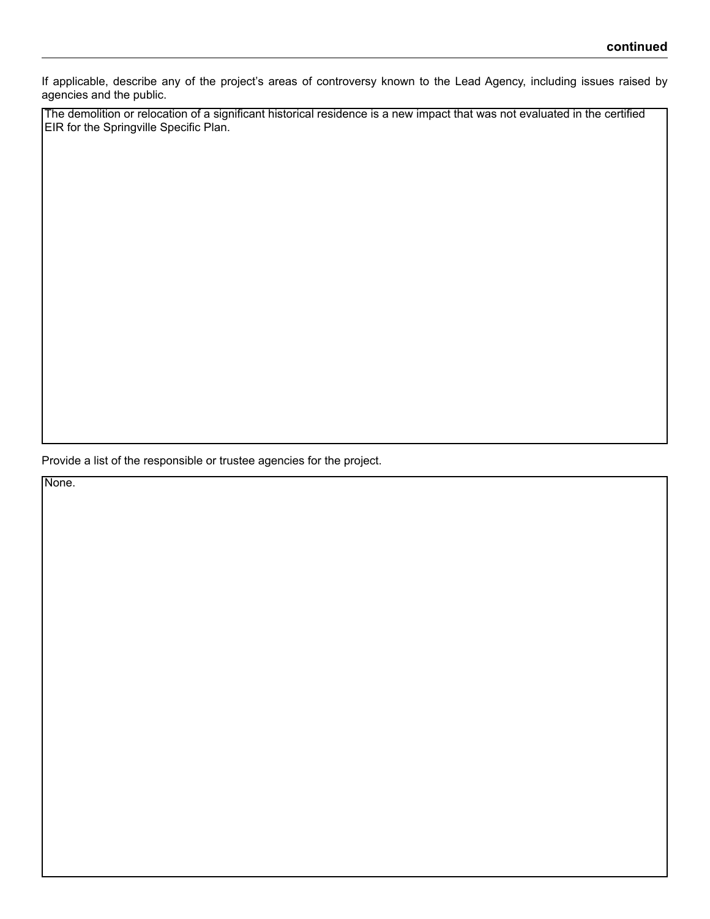If applicable, describe any of the project's areas of controversy known to the Lead Agency, including issues raised by agencies and the public.

The demolition or relocation of a significant historical residence is a new impact that was not evaluated in the certified EIR for the Springville Specific Plan.

Provide a list of the responsible or trustee agencies for the project.

None.